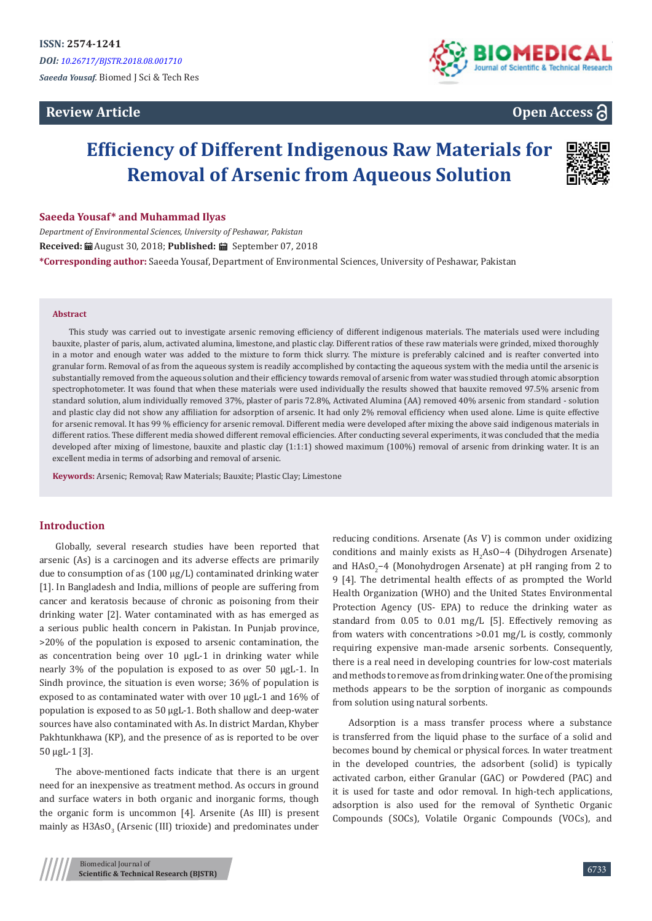ISSN: 2574-1241

*DOI: 10.26717/BJSTR.2018.08.001710*

*Saeeda Yousaf.* Biomed J Sci & Tech Res

**Review Article** **Open Access**

# Efficiency of Different Indigenous Raw Materials for Removal of Arsenic from Aqueous Solution

**Saeeda Yousaf* and Muhammad Ilyas**

*Department of Environmental Sciences, University of Peshawar, Pakistan*

**Received:** August 30, 2018; **Published:** September 07, 2018

***Corresponding author:** Saeeda Yousaf, Department of Environmental Sciences, University of Peshawar, Pakistan

## Abstract

This study was carried out to investigate arsenic removing efficiency of different indigenous materials. The materials used were including bauxite, plaster of paris, alum, activated alumina, limestone, and plastic clay. Different ratios of these raw materials were grinded, mixed thoroughly in a motor and enough water was added to the mixture to form thick slurry. The mixture is preferably calcined and is reafter converted into granular form. Removal of as from the aqueous system is readily accomplished by contacting the aqueous system with the media until the arsenic is substantially removed from the aqueous solution and their efficiency towards removal of arsenic from water was studied through atomic absorption spectrophotometer. It was found that when these materials were used individually the results showed that bauxite removed 97.5% arsenic from standard solution, alum individually removed 37%, plaster of paris 72.8%, Activated Alumina (AA) removed 40% arsenic from standard - solution and plastic clay did not show any affiliation for adsorption of arsenic. It had only 2% removal efficiency when used alone. Lime is quite effective for arsenic removal. It has 99 % efficiency for arsenic removal. Different media were developed after mixing the above said indigenous materials in different ratios. These different media showed different removal efficiencies. After conducting several experiments, it was concluded that the media developed after mixing of limestone, bauxite and plastic clay (1:1:1) showed maximum (100%) removal of arsenic from drinking water. It is an excellent media in terms of adsorbing and removal of arsenic.

**Keywords:** Arsenic; Removal; Raw Materials; Bauxite; Plastic Clay; Limestone

## Introduction

Globally, several research studies have been reported that arsenic (As) is a carcinogen and its adverse effects are primarily due to consumption of as (100 µg/L) contaminated drinking water [1]. In Bangladesh and India, millions of people are suffering from cancer and keratosis because of chronic as poisoning from their drinking water [2]. Water contaminated with as has emerged as a serious public health concern in Pakistan. In Punjab province, >20% of the population is exposed to arsenic contamination, the as concentration being over 10 µgL-1 in drinking water while nearly 3% of the population is exposed to as over 50 µgL-1. In Sindh province, the situation is even worse; 36% of population is exposed to as contaminated water with over 10 µgL-1 and 16% of population is exposed to as 50 µgL-1. Both shallow and deep-water sources have also contaminated with As. In district Mardan, Khyber Pakhtunkhawa (KP), and the presence of as is reported to be over 50 µgL-1 [3].

The above-mentioned facts indicate that there is an urgent need for an inexpensive as treatment method. As occurs in ground and surface waters in both organic and inorganic forms, though the organic form is uncommon [4]. Arsenite (As III) is present mainly as $H3AsO_3$ (Arsenic (III) trioxide) and predominates under reducing conditions. Arsenate (As V) is common under oxidizing conditions and mainly exists as $H_2AsO-4$ (Dihydrogen Arsenate) and $HAsO_2-4$ (Monohydrogen Arsenate) at pH ranging from 2 to 9 [4]. The detrimental health effects of as prompted the World Health Organization (WHO) and the United States Environmental Protection Agency (US- EPA) to reduce the drinking water as standard from 0.05 to 0.01 mg/L [5]. Effectively removing as from waters with concentrations >0.01 mg/L is costly, commonly requiring expensive man-made arsenic sorbents. Consequently, there is a real need in developing countries for low-cost materials and methods to remove as from drinking water. One of the promising methods appears to be the sorption of inorganic as compounds from solution using natural sorbents.

Adsorption is a mass transfer process where a substance is transferred from the liquid phase to the surface of a solid and becomes bound by chemical or physical forces. In water treatment in the developed countries, the adsorbent (solid) is typically activated carbon, either Granular (GAC) or Powdered (PAC) and it is used for taste and odor removal. In high-tech applications, adsorption is also used for the removal of Synthetic Organic Compounds (SOCs), Volatile Organic Compounds (VOCs), and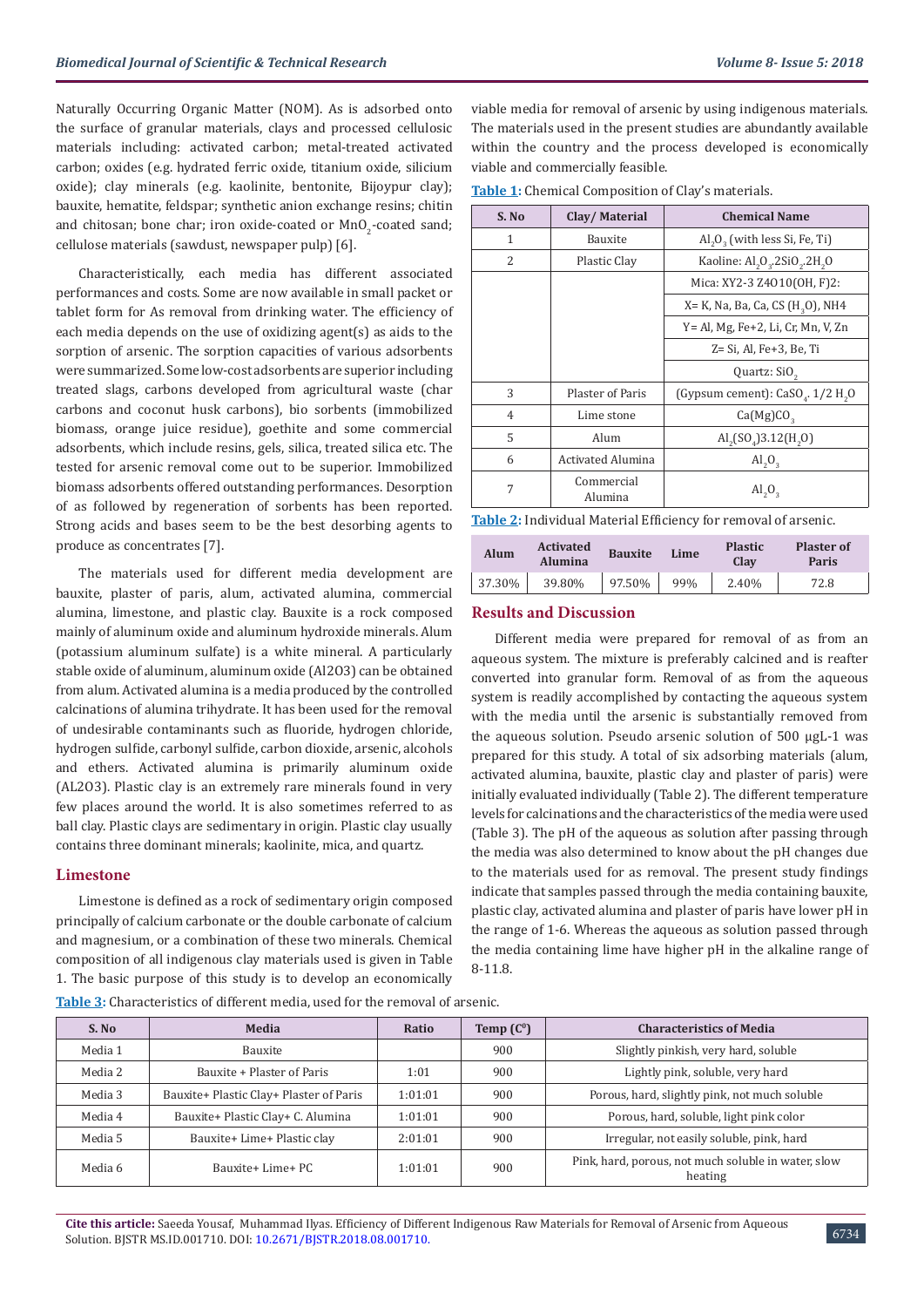Naturally Occurring Organic Matter (NOM). As is adsorbed onto the surface of granular materials, clays and processed cellulosic materials including: activated carbon; metal-treated activated carbon; oxides (e.g. hydrated ferric oxide, titanium oxide, silicium oxide); clay minerals (e.g. kaolinite, bentonite, Bijoypur clay); bauxite, hematite, feldspar; synthetic anion exchange resins; chitin and chitosan; bone char; iron oxide-coated or $MnO_2$-coated sand; cellulose materials (sawdust, newspaper pulp) [6].

Characteristically, each media has different associated performances and costs. Some are now available in small packet or tablet form for As removal from drinking water. The efficiency of each media depends on the use of oxidizing agent(s) as aids to the sorption of arsenic. The sorption capacities of various adsorbents were summarized. Some low-cost adsorbents are superior including treated slags, carbons developed from agricultural waste (char carbons and coconut husk carbons), bio sorbents (immobilized biomass, orange juice residue), goethite and some commercial adsorbents, which include resins, gels, silica, treated silica etc. The tested for arsenic removal come out to be superior. Immobilized biomass adsorbents offered outstanding performances. Desorption of as followed by regeneration of sorbents has been reported. Strong acids and bases seem to be the best desorbing agents to produce as concentrates [7].

The materials used for different media development are bauxite, plaster of paris, alum, activated alumina, commercial alumina, limestone, and plastic clay. Bauxite is a rock composed mainly of aluminum oxide and aluminum hydroxide minerals. Alum (potassium aluminum sulfate) is a white mineral. A particularly stable oxide of aluminum, aluminum oxide (Al2O3) can be obtained from alum. Activated alumina is a media produced by the controlled calcinations of alumina trihydrate. It has been used for the removal of undesirable contaminants such as fluoride, hydrogen chloride, hydrogen sulfide, carbonyl sulfide, carbon dioxide, arsenic, alcohols and ethers. Activated alumina is primarily aluminum oxide (AL2O3). Plastic clay is an extremely rare minerals found in very few places around the world. It is also sometimes referred to as ball clay. Plastic clays are sedimentary in origin. Plastic clay usually contains three dominant minerals; kaolinite, mica, and quartz.

## Limestone

Limestone is defined as a rock of sedimentary origin composed principally of calcium carbonate or the double carbonate of calcium and magnesium, or a combination of these two minerals. Chemical composition of all indigenous clay materials used is given in Table 1. The basic purpose of this study is to develop an economically viable media for removal of arsenic by using indigenous materials. The materials used in the present studies are abundantly available within the country and the process developed is economically viable and commercially feasible.

**Table 1:** Chemical Composition of Clay's materials.

| S. No | Clay/ Material | Chemical Name |
|---|---|---|
| 1 | Bauxite | $Al_2O_3$ (with less Si, Fe, Ti) |
| 2 | Plastic Clay | Kaoline: $Al_2O_3.2SiO_2.2H_2O$ |
| | | Mica: XY2-3 Z4O10(OH, F)2: |
| | | X= K, Na, Ba, Ca, CS ($H_3O$), NH4 |
| | | Y= Al, Mg, Fe+2, Li, Cr, Mn, V, Zn |
| | | Z= Si, Al, Fe+3, Be, Ti |
| | | Quartz: $SiO_2$ |
| 3 | Plaster of Paris | (Gypsum cement): $CaSO_4$. 1/2 $H_2O$ |
| 4 | Lime stone | $Ca(Mg)CO_3$ |
| 5 | Alum | $Al_2(SO_4)3.12(H_2O)$ |
| 6 | Activated Alumina | $Al_2O_3$ |
| 7 | Commercial Alumina | $Al_2O_3$ |

**Table 2:** Individual Material Efficiency for removal of arsenic.

| Alum | Activated Alumina | Bauxite | Lime | Plastic Clay | Plaster of Paris |
|---|---|---|---|---|---|
| 37.30% | 39.80% | 97.50% | 99% | 2.40% | 72.8 |

## Results and Discussion

Different media were prepared for removal of as from an aqueous system. The mixture is preferably calcined and is reafter converted into granular form. Removal of as from the aqueous system is readily accomplished by contacting the aqueous system with the media until the arsenic is substantially removed from the aqueous solution. Pseudo arsenic solution of 500 µgL-1 was prepared for this study. A total of six adsorbing materials (alum, activated alumina, bauxite, plastic clay and plaster of paris) were initially evaluated individually (Table 2). The different temperature levels for calcinations and the characteristics of the media were used (Table 3). The pH of the aqueous as solution after passing through the media was also determined to know about the pH changes due to the materials used for as removal. The present study findings indicate that samples passed through the media containing bauxite, plastic clay, activated alumina and plaster of paris have lower pH in the range of 1-6. Whereas the aqueous as solution passed through the media containing lime have higher pH in the alkaline range of 8-11.8.

**Table 3:** Characteristics of different media, used for the removal of arsenic.

| S. No | Media | Ratio | Temp ($C^0$) | Characteristics of Media |
|---|---|---|---|---|
| Media 1 | Bauxite | | 900 | Slightly pinkish, very hard, soluble |
| Media 2 | Bauxite + Plaster of Paris | 1:01 | 900 | Lightly pink, soluble, very hard |
| Media 3 | Bauxite+ Plastic Clay+ Plaster of Paris | 1:01:01 | 900 | Porous, hard, slightly pink, not much soluble |
| Media 4 | Bauxite+ Plastic Clay+ C. Alumina | 1:01:01 | 900 | Porous, hard, soluble, light pink color |
| Media 5 | Bauxite+ Lime+ Plastic clay | 2:01:01 | 900 | Irregular, not easily soluble, pink, hard |
| Media 6 | Bauxite+ Lime+ PC | 1:01:01 | 900 | Pink, hard, porous, not much soluble in water, slow heating |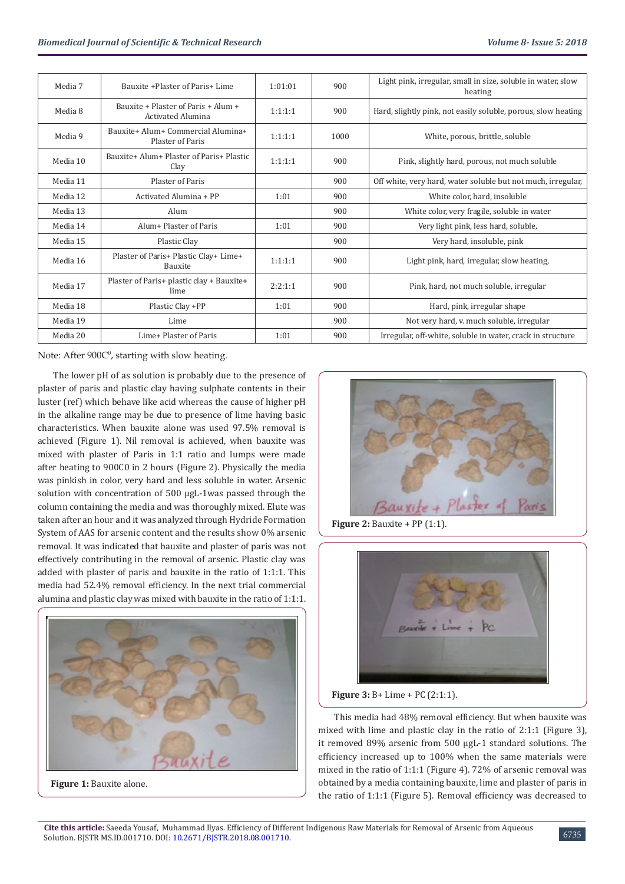| Media 7 | Bauxite +Plaster of Paris+ Lime | 1:01:01 | 900 | Light pink, irregular, small in size, soluble in water, slow heating |
|---|---|---|---|---|
| Media 8 | Bauxite + Plaster of Paris + Alum + Activated Alumina | 1:1:1:1 | 900 | Hard, slightly pink, not easily soluble, porous, slow heating |
| Media 9 | Bauxite+ Alum+ Commercial Alumina+ Plaster of Paris | 1:1:1:1 | 1000 | White, porous, brittle, soluble |
| Media 10 | Bauxite+ Alum+ Plaster of Paris+ Plastic Clay | 1:1:1:1 | 900 | Pink, slightly hard, porous, not much soluble |
| Media 11 | Plaster of Paris | | 900 | Off white, very hard, water soluble but not much, irregular, |
| Media 12 | Activated Alumina + PP | 1:01 | 900 | White color, hard, insoluble |
| Media 13 | Alum | | 900 | White color, very fragile, soluble in water |
| Media 14 | Alum+ Plaster of Paris | 1:01 | 900 | Very light pink, less hard, soluble, |
| Media 15 | Plastic Clay | | 900 | Very hard, insoluble, pink |
| Media 16 | Plaster of Paris+ Plastic Clay+ Lime+ Bauxite | 1:1:1:1 | 900 | Light pink, hard, irregular, slow heating, |
| Media 17 | Plaster of Paris+ plastic clay + Bauxite+ lime | 2:2:1:1 | 900 | Pink, hard, not much soluble, irregular |
| Media 18 | Plastic Clay +PP | 1:01 | 900 | Hard, pink, irregular shape |
| Media 19 | Lime | | 900 | Not very hard, v. much soluble, irregular |
| Media 20 | Lime+ Plaster of Paris | 1:01 | 900 | Irregular, off-white, soluble in water, crack in structure |

Note: After 900C$^{0}$, starting with slow heating.

The lower pH of as solution is probably due to the presence of plaster of paris and plastic clay having sulphate contents in their luster (ref) which behave like acid whereas the cause of higher pH in the alkaline range may be due to presence of lime having basic characteristics. When bauxite alone was used 97.5% removal is achieved (Figure 1). Nil removal is achieved, when bauxite was mixed with plaster of Paris in 1:1 ratio and lumps were made after heating to 900C0 in 2 hours (Figure 2). Physically the media was pinkish in color, very hard and less soluble in water. Arsenic solution with concentration of 500 µgL-1was passed through the column containing the media and was thoroughly mixed. Elute was taken after an hour and it was analyzed through Hydride Formation System of AAS for arsenic content and the results show 0% arsenic removal. It was indicated that bauxite and plaster of paris was not effectively contributing in the removal of arsenic. Plastic clay was added with plaster of paris and bauxite in the ratio of 1:1:1. This media had 52.4% removal efficiency. In the next trial commercial alumina and plastic clay was mixed with bauxite in the ratio of 1:1:1.

**Figure 1:** Bauxite alone.

**Figure 2:** Bauxite + PP (1:1).

**Figure 3:** B+ Lime + PC (2:1:1).

This media had 48% removal efficiency. But when bauxite was mixed with lime and plastic clay in the ratio of 2:1:1 (Figure 3), it removed 89% arsenic from 500 µgL-1 standard solutions. The efficiency increased up to 100% when the same materials were mixed in the ratio of 1:1:1 (Figure 4). 72% of arsenic removal was obtained by a media containing bauxite, lime and plaster of paris in the ratio of 1:1:1 (Figure 5). Removal efficiency was decreased to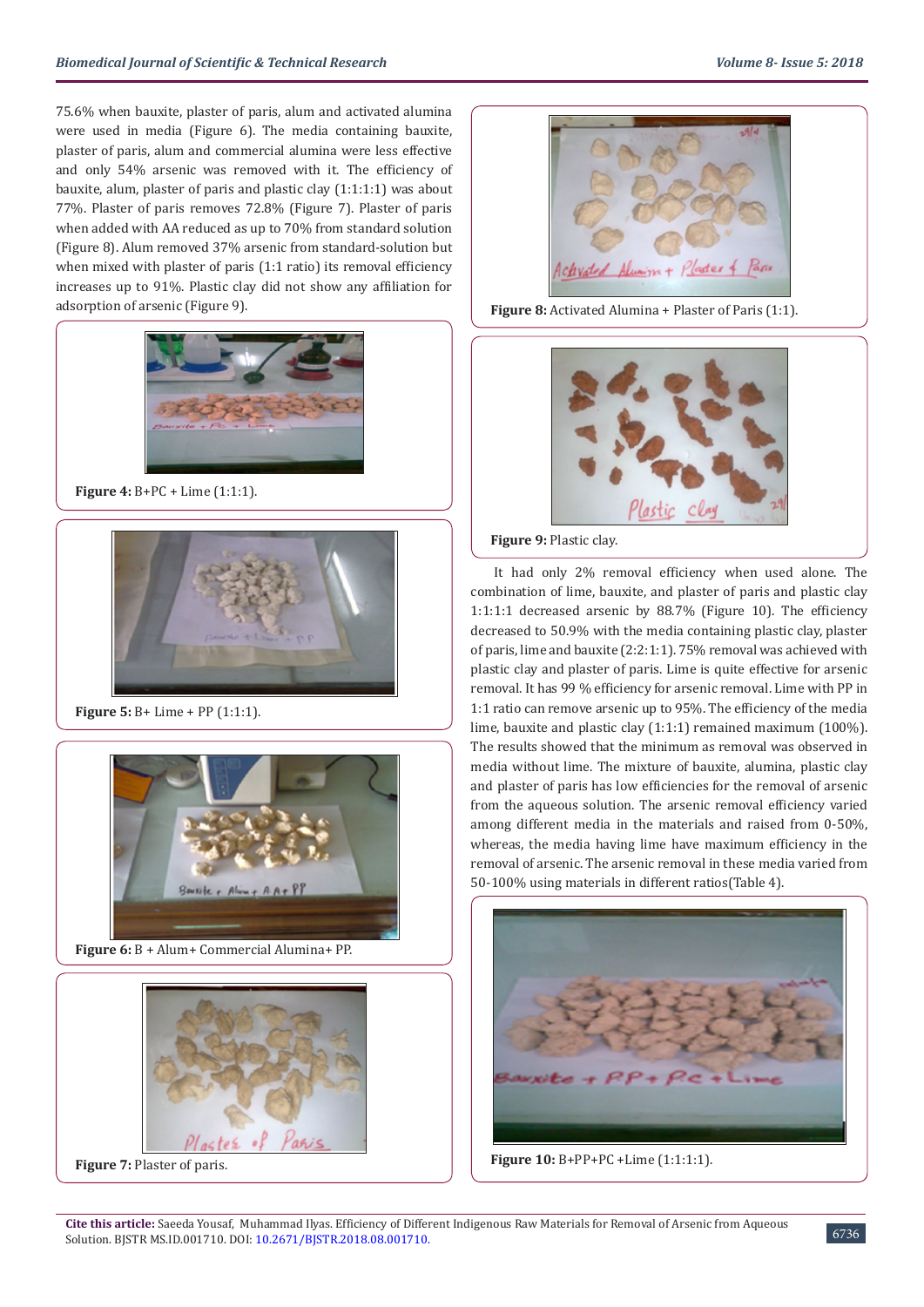75.6% when bauxite, plaster of paris, alum and activated alumina were used in media (Figure 6). The media containing bauxite, plaster of paris, alum and commercial alumina were less effective and only 54% arsenic was removed with it. The efficiency of bauxite, alum, plaster of paris and plastic clay (1:1:1:1) was about 77%. Plaster of paris removes 72.8% (Figure 7). Plaster of paris when added with AA reduced as up to 70% from standard solution (Figure 8). Alum removed 37% arsenic from standard-solution but when mixed with plaster of paris (1:1 ratio) its removal efficiency increases up to 91%. Plastic clay did not show any affiliation for adsorption of arsenic (Figure 9).

**Figure 4:** B+PC + Lime (1:1:1).

**Figure 5:** B+ Lime + PP (1:1:1).

**Figure 6:** B + Alum+ Commercial Alumina+ PP.

**Figure 7:** Plaster of paris.

**Figure 8:** Activated Alumina + Plaster of Paris (1:1).

**Figure 9:** Plastic clay.

It had only 2% removal efficiency when used alone. The combination of lime, bauxite, and plaster of paris and plastic clay 1:1:1:1 decreased arsenic by 88.7% (Figure 10). The efficiency decreased to 50.9% with the media containing plastic clay, plaster of paris, lime and bauxite (2:2:1:1). 75% removal was achieved with plastic clay and plaster of paris. Lime is quite effective for arsenic removal. It has 99 % efficiency for arsenic removal. Lime with PP in 1:1 ratio can remove arsenic up to 95%. The efficiency of the media lime, bauxite and plastic clay (1:1:1) remained maximum (100%). The results showed that the minimum as removal was observed in media without lime. The mixture of bauxite, alumina, plastic clay and plaster of paris has low efficiencies for the removal of arsenic from the aqueous solution. The arsenic removal efficiency varied among different media in the materials and raised from 0-50%, whereas, the media having lime have maximum efficiency in the removal of arsenic. The arsenic removal in these media varied from 50-100% using materials in different ratios(Table 4).

**Figure 10:** B+PP+PC +Lime (1:1:1:1).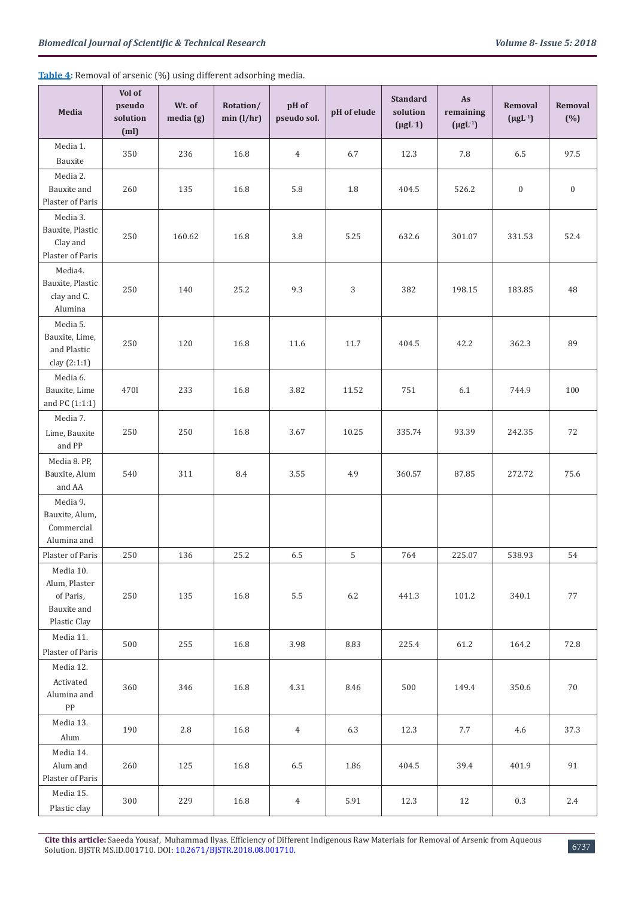**Table 4**: Removal of arsenic (%) using different adsorbing media.

| Media | Vol of pseudo solution (ml) | Wt. of media (g) | Rotation/ min (l/hr) | pH of pseudo sol. | pH of elude | Standard solution ($\mu gL^{-1}$) | As remaining ($\mu gL^{-1}$) | Removal ($\mu gL^{-1}$) | Removal (%) |
|---|---|---|---|---|---|---|---|---|---|
| Media 1. Bauxite | 350 | 236 | 16.8 | 4 | 6.7 | 12.3 | 7.8 | 6.5 | 97.5 |
| Media 2. Bauxite and Plaster of Paris | 260 | 135 | 16.8 | 5.8 | 1.8 | 404.5 | 526.2 | 0 | 0 |
| Media 3. Bauxite, Plastic Clay and Plaster of Paris | 250 | 160.62 | 16.8 | 3.8 | 5.25 | 632.6 | 301.07 | 331.53 | 52.4 |
| Media4. Bauxite, Plastic clay and C. Alumina | 250 | 140 | 25.2 | 9.3 | 3 | 382 | 198.15 | 183.85 | 48 |
| Media 5. Bauxite, Lime, and Plastic clay (2:1:1) | 250 | 120 | 16.8 | 11.6 | 11.7 | 404.5 | 42.2 | 362.3 | 89 |
| Media 6. Bauxite, Lime and PC (1:1:1) | 470l | 233 | 16.8 | 3.82 | 11.52 | 751 | 6.1 | 744.9 | 100 |
| Media 7. Lime, Bauxite and PP | 250 | 250 | 16.8 | 3.67 | 10.25 | 335.74 | 93.39 | 242.35 | 72 |
| Media 8. PP, Bauxite, Alum and AA | 540 | 311 | 8.4 | 3.55 | 4.9 | 360.57 | 87.85 | 272.72 | 75.6 |
| Media 9. Bauxite, Alum, Commercial Alumina and Plaster of Paris | 250 | 136 | 25.2 | 6.5 | 5 | 764 | 225.07 | 538.93 | 54 |
| Media 10. Alum, Plaster of Paris, Bauxite and Plastic Clay | 250 | 135 | 16.8 | 5.5 | 6.2 | 441.3 | 101.2 | 340.1 | 77 |
| Media 11. Plaster of Paris | 500 | 255 | 16.8 | 3.98 | 8.83 | 225.4 | 61.2 | 164.2 | 72.8 |
| Media 12. Activated Alumina and PP | 360 | 346 | 16.8 | 4.31 | 8.46 | 500 | 149.4 | 350.6 | 70 |
| Media 13. Alum | 190 | 2.8 | 16.8 | 4 | 6.3 | 12.3 | 7.7 | 4.6 | 37.3 |
| Media 14. Alum and Plaster of Paris | 260 | 125 | 16.8 | 6.5 | 1.86 | 404.5 | 39.4 | 401.9 | 91 |
| Media 15. Plastic clay | 300 | 229 | 16.8 | 4 | 5.91 | 12.3 | 12 | 0.3 | 2.4 |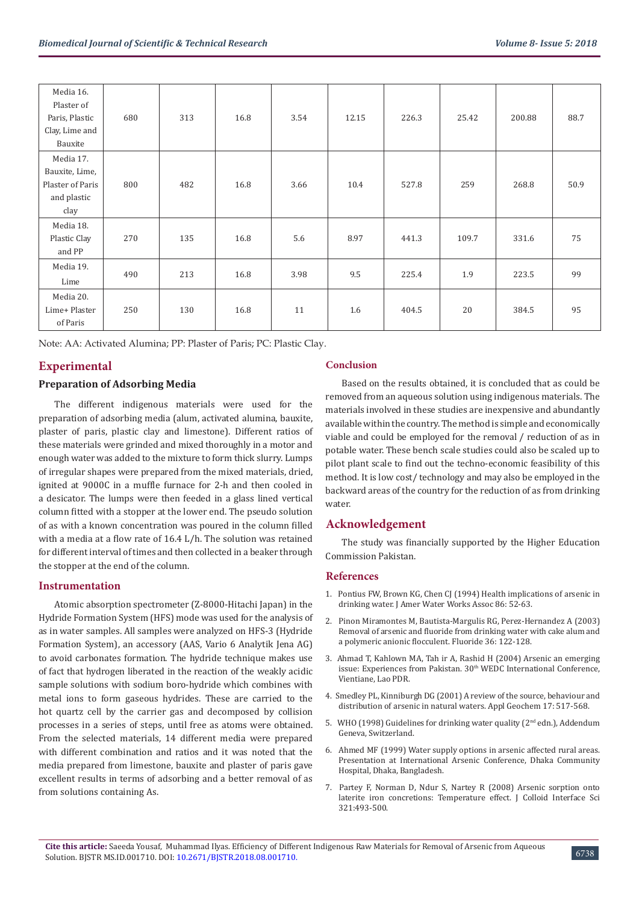| Media 16. Plaster of Paris, Plastic Clay, Lime and Bauxite | 680 | 313 | 16.8 | 3.54 | 12.15 | 226.3 | 25.42 | 200.88 | 88.7 |
|---|---|---|---|---|---|---|---|---|---|
| Media 17. Bauxite, Lime, Plaster of Paris and plastic clay | 800 | 482 | 16.8 | 3.66 | 10.4 | 527.8 | 259 | 268.8 | 50.9 |
| Media 18. Plastic Clay and PP | 270 | 135 | 16.8 | 5.6 | 8.97 | 441.3 | 109.7 | 331.6 | 75 |
| Media 19. Lime | 490 | 213 | 16.8 | 3.98 | 9.5 | 225.4 | 1.9 | 223.5 | 99 |
| Media 20. Lime+ Plaster of Paris | 250 | 130 | 16.8 | 11 | 1.6 | 404.5 | 20 | 384.5 | 95 |

Note: AA: Activated Alumina; PP: Plaster of Paris; PC: Plastic Clay.

## Experimental

### Preparation of Adsorbing Media

The different indigenous materials were used for the preparation of adsorbing media (alum, activated alumina, bauxite, plaster of paris, plastic clay and limestone). Different ratios of these materials were grinded and mixed thoroughly in a motor and enough water was added to the mixture to form thick slurry. Lumps of irregular shapes were prepared from the mixed materials, dried, ignited at 9000C in a muffle furnace for 2-h and then cooled in a desicator. The lumps were then feeded in a glass lined vertical column fitted with a stopper at the lower end. The pseudo solution of as with a known concentration was poured in the column filled with a media at a flow rate of 16.4 L/h. The solution was retained for different interval of times and then collected in a beaker through the stopper at the end of the column.

### Instrumentation

Atomic absorption spectrometer (Z-8000-Hitachi Japan) in the Hydride Formation System (HFS) mode was used for the analysis of as in water samples. All samples were analyzed on HFS-3 (Hydride Formation System), an accessory (AAS, Vario 6 Analytik Jena AG) to avoid carbonates formation. The hydride technique makes use of fact that hydrogen liberated in the reaction of the weakly acidic sample solutions with sodium boro-hydride which combines with metal ions to form gaseous hydrides. These are carried to the hot quartz cell by the carrier gas and decomposed by collision processes in a series of steps, until free as atoms were obtained. From the selected materials, 14 different media were prepared with different combination and ratios and it was noted that the media prepared from limestone, bauxite and plaster of paris gave excellent results in terms of adsorbing and a better removal of as from solutions containing As.

## Conclusion

Based on the results obtained, it is concluded that as could be removed from an aqueous solution using indigenous materials. The materials involved in these studies are inexpensive and abundantly available within the country. The method is simple and economically viable and could be employed for the removal / reduction of as in potable water. These bench scale studies could also be scaled up to pilot plant scale to find out the techno-economic feasibility of this method. It is low cost/ technology and may also be employed in the backward areas of the country for the reduction of as from drinking water.

## Acknowledgement

The study was financially supported by the Higher Education Commission Pakistan.

## References

1. Pontius FW, Brown KG, Chen CJ (1994) Health implications of arsenic in drinking water. J Amer Water Works Assoc 86: 52-63.
2. Pinon Miramontes M, Bautista-Margulis RG, Perez-Hernandez A (2003) Removal of arsenic and fluoride from drinking water with cake alum and a polymeric anionic flocculent. Fluoride 36: 122-128.
3. Ahmad T, Kahlown MA, Tah ir A, Rashid H (2004) Arsenic an emerging issue: Experiences from Pakistan. 30th WEDC International Conference, Vientiane, Lao PDR.
4. Smedley PL, Kinniburgh DG (2001) A review of the source, behaviour and distribution of arsenic in natural waters. Appl Geochem 17: 517-568.
5. WHO (1998) Guidelines for drinking water quality (2nd edn.), Addendum Geneva, Switzerland.
6. Ahmed MF (1999) Water supply options in arsenic affected rural areas. Presentation at International Arsenic Conference, Dhaka Community Hospital, Dhaka, Bangladesh.
7. Partey F, Norman D, Ndur S, Nartey R (2008) Arsenic sorption onto laterite iron concretions: Temperature effect. J Colloid Interface Sci 321:493-500.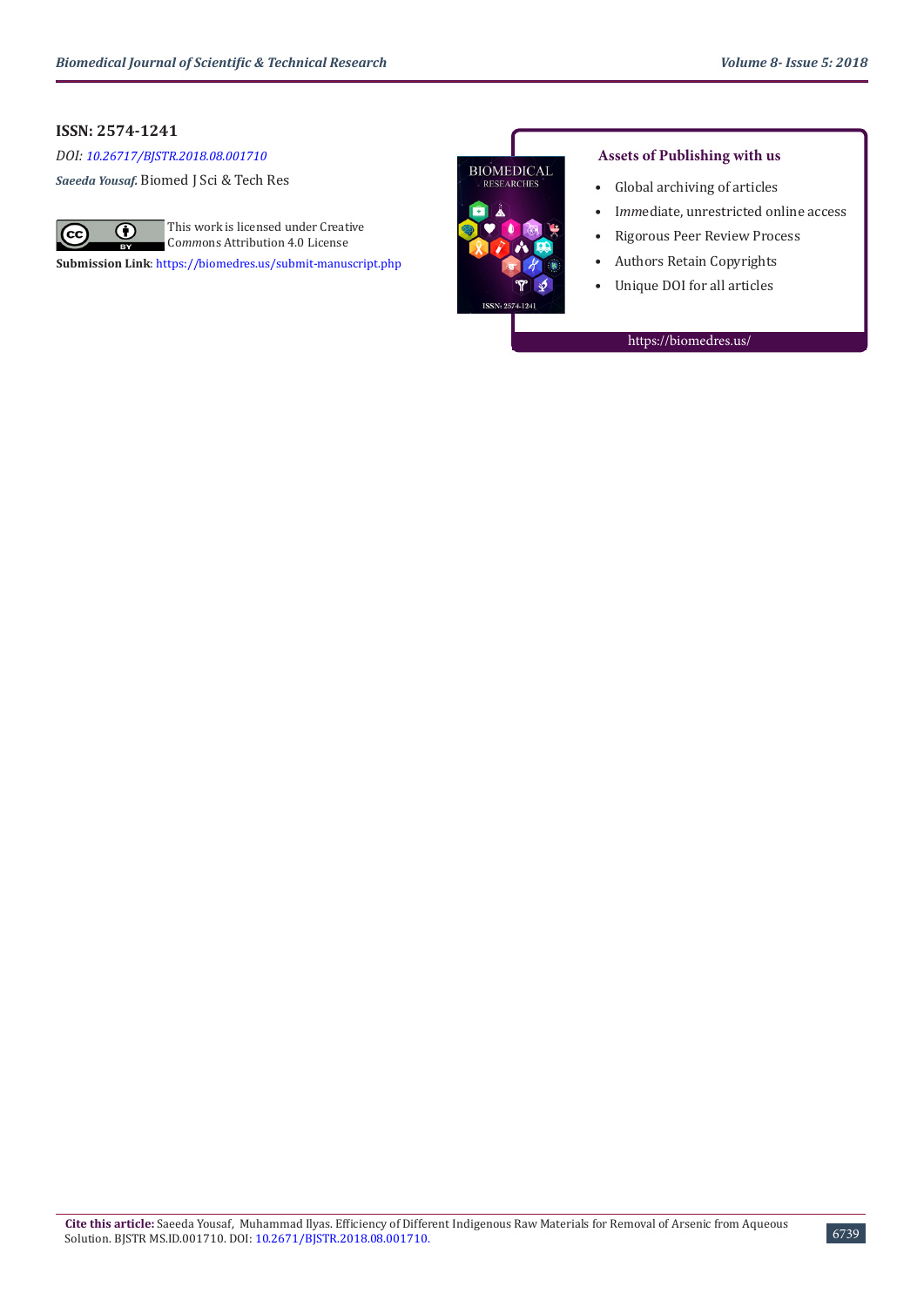**ISSN: 2574-1241**

*DOI: 10.26717/BJSTR.2018.08.001710*

***Saeeda Yousaf.*** Biomed J Sci & Tech Res

This work is licensed under Creative Commons Attribution 4.0 License

**Submission Link**: https://biomedres.us/submit-manuscript.php

### Assets of Publishing with us

- Global archiving of articles
- Immediate, unrestricted online access
- Rigorous Peer Review Process
- Authors Retain Copyrights
- Unique DOI for all articles

https://biomedres.us/

**Cite this article:** Saeeda Yousaf, Muhammad Ilyas. Efficiency of Different Indigenous Raw Materials for Removal of Arsenic from Aqueous Solution. BJSTR MS.ID.001710. DOI: 10.2671/BJSTR.2018.08.001710.